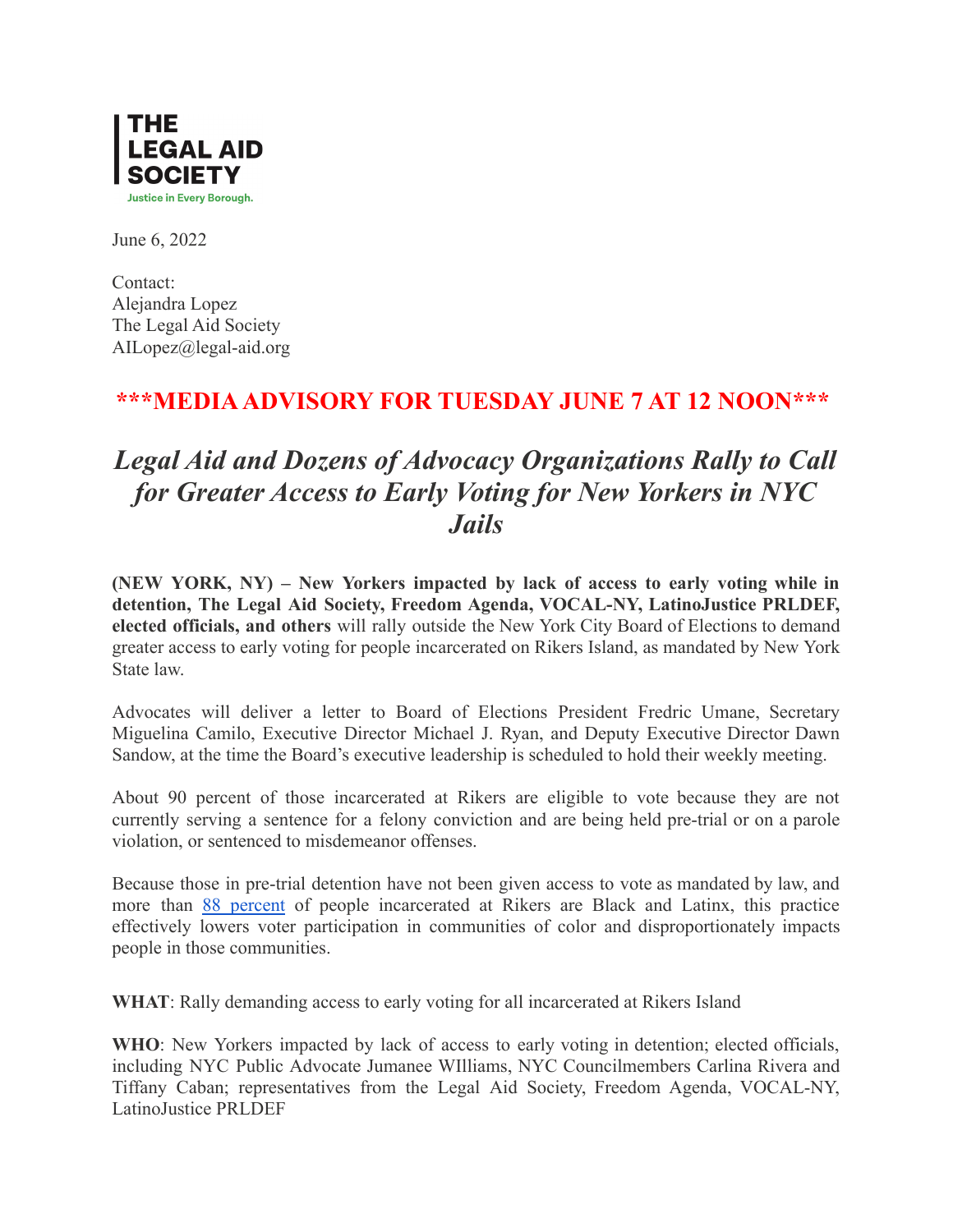**THE LEGAL AID SOCIETY**

Justice in Every Borough.

June 6, 2022

Contact:
Alejandra Lopez
The Legal Aid Society
AILopez@legal-aid.org

## \*\*\*MEDIA ADVISORY FOR TUESDAY JUNE 7 AT 12 NOON\*\*\*

# *Legal Aid and Dozens of Advocacy Organizations Rally to Call for Greater Access to Early Voting for New Yorkers in NYC Jails*

**(NEW YORK, NY) – New Yorkers impacted by lack of access to early voting while in detention, The Legal Aid Society, Freedom Agenda, VOCAL-NY, LatinoJustice PRLDEF, elected officials, and others** will rally outside the New York City Board of Elections to demand greater access to early voting for people incarcerated on Rikers Island, as mandated by New York State law.

Advocates will deliver a letter to Board of Elections President Fredric Umane, Secretary Miguelina Camilo, Executive Director Michael J. Ryan, and Deputy Executive Director Dawn Sandow, at the time the Board's executive leadership is scheduled to hold their weekly meeting.

About 90 percent of those incarcerated at Rikers are eligible to vote because they are not currently serving a sentence for a felony conviction and are being held pre-trial or on a parole violation, or sentenced to misdemeanor offenses.

Because those in pre-trial detention have not been given access to vote as mandated by law, and more than 88 percent of people incarcerated at Rikers are Black and Latinx, this practice effectively lowers voter participation in communities of color and disproportionately impacts people in those communities.

**WHAT**: Rally demanding access to early voting for all incarcerated at Rikers Island

**WHO**: New Yorkers impacted by lack of access to early voting in detention; elected officials, including NYC Public Advocate Jumanee WIlliams, NYC Councilmembers Carlina Rivera and Tiffany Caban; representatives from the Legal Aid Society, Freedom Agenda, VOCAL-NY, LatinoJustice PRLDEF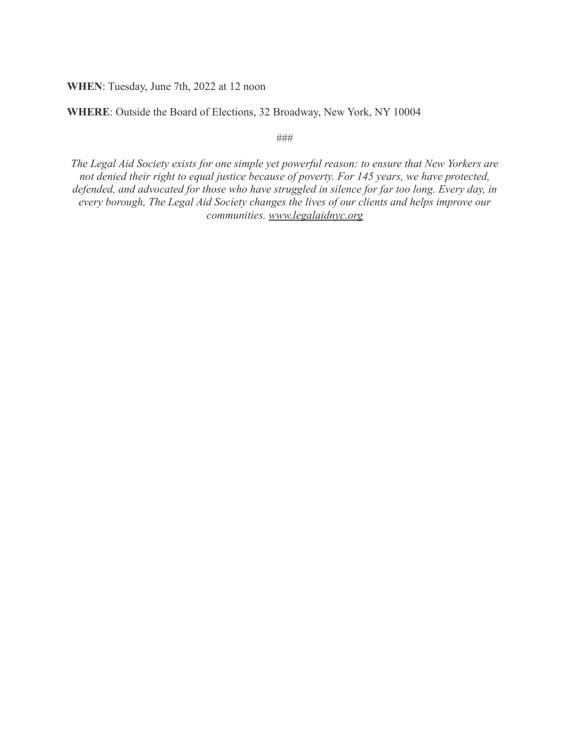**WHEN**: Tuesday, June 7th, 2022 at 12 noon

**WHERE**: Outside the Board of Elections, 32 Broadway, New York, NY 10004

###

*The Legal Aid Society exists for one simple yet powerful reason: to ensure that New Yorkers are not denied their right to equal justice because of poverty. For 145 years, we have protected, defended, and advocated for those who have struggled in silence for far too long. Every day, in every borough, The Legal Aid Society changes the lives of our clients and helps improve our communities. [www.legalaidnyc.org](http://www.legalaidnyc.org)*